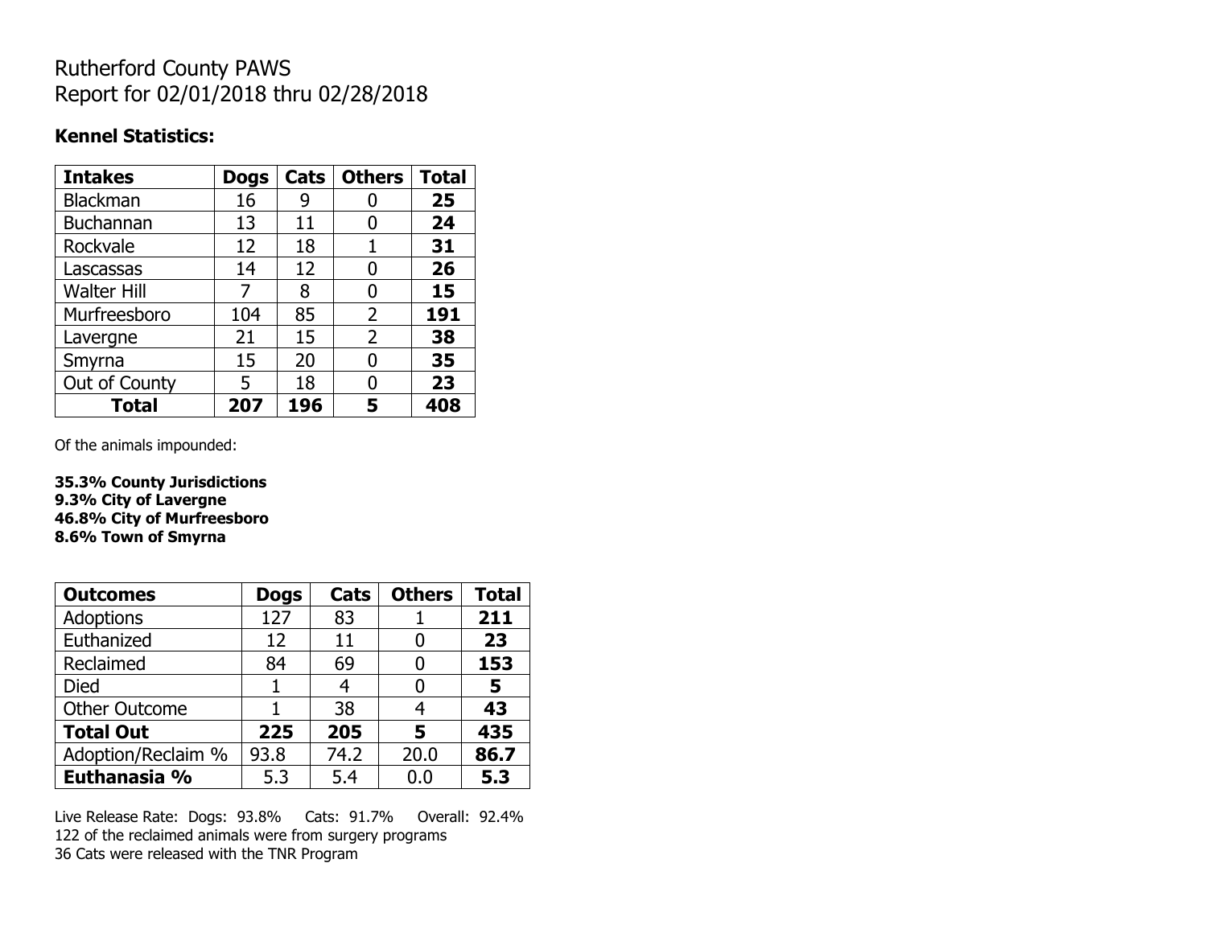# Rutherford County PAWS
Report for 02/01/2018 thru 02/28/2018

**Kennel Statistics:**

| Intakes | Dogs | Cats | Others | Total |
|---|---|---|---|---|
| Blackman | 16 | 9 | 0 | **25** |
| Buchannan | 13 | 11 | 0 | **24** |
| Rockvale | 12 | 18 | 1 | **31** |
| Lascassas | 14 | 12 | 0 | **26** |
| Walter Hill | 7 | 8 | 0 | **15** |
| Murfreesboro | 104 | 85 | 2 | **191** |
| Lavergne | 21 | 15 | 2 | **38** |
| Smyrna | 15 | 20 | 0 | **35** |
| Out of County | 5 | 18 | 0 | **23** |
| **Total** | **207** | **196** | **5** | **408** |

Of the animals impounded:

**35.3% County Jurisdictions**
**9.3% City of Lavergne**
**46.8% City of Murfreesboro**
**8.6% Town of Smyrna**

| Outcomes | Dogs | Cats | Others | Total |
|---|---|---|---|---|
| Adoptions | 127 | 83 | 1 | **211** |
| Euthanized | 12 | 11 | 0 | **23** |
| Reclaimed | 84 | 69 | 0 | **153** |
| Died | 1 | 4 | 0 | **5** |
| Other Outcome | 1 | 38 | 4 | **43** |
| **Total Out** | **225** | **205** | **5** | **435** |
| Adoption/Reclaim % | 93.8 | 74.2 | 20.0 | **86.7** |
| **Euthanasia %** | 5.3 | 5.4 | 0.0 | **5.3** |

Live Release Rate: Dogs: 93.8% Cats: 91.7% Overall: 92.4%
122 of the reclaimed animals were from surgery programs
36 Cats were released with the TNR Program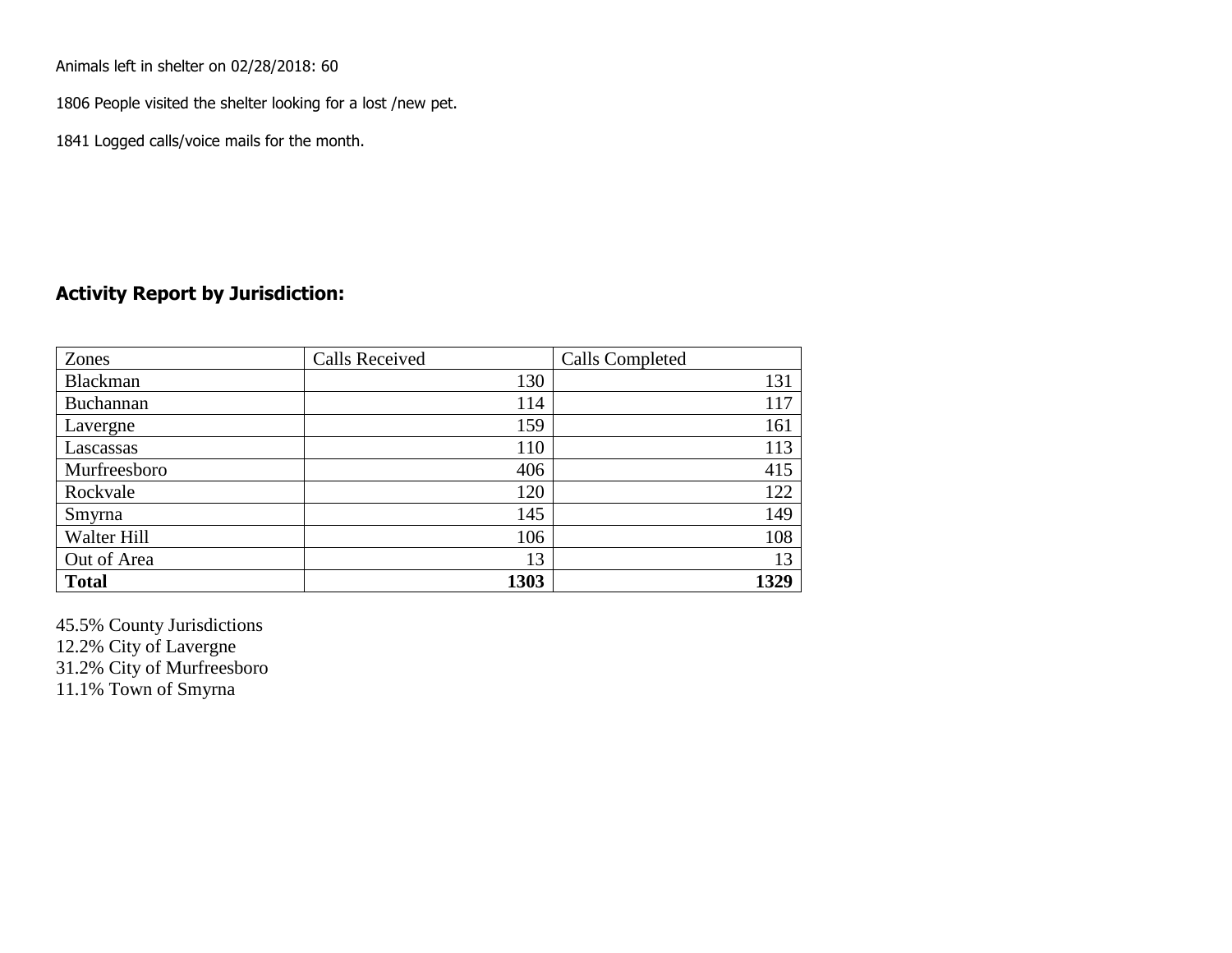Animals left in shelter on 02/28/2018: 60

1806 People visited the shelter looking for a lost /new pet.

1841 Logged calls/voice mails for the month.

## Activity Report by Jurisdiction:

| Zones | Calls Received | Calls Completed |
| --- | --- | --- |
| Blackman | 130 | 131 |
| Buchannan | 114 | 117 |
| Lavergne | 159 | 161 |
| Lascassas | 110 | 113 |
| Murfreesboro | 406 | 415 |
| Rockvale | 120 | 122 |
| Smyrna | 145 | 149 |
| Walter Hill | 106 | 108 |
| Out of Area | 13 | 13 |
| **Total** | **1303** | **1329** |

45.5% County Jurisdictions
12.2% City of Lavergne
31.2% City of Murfreesboro
11.1% Town of Smyrna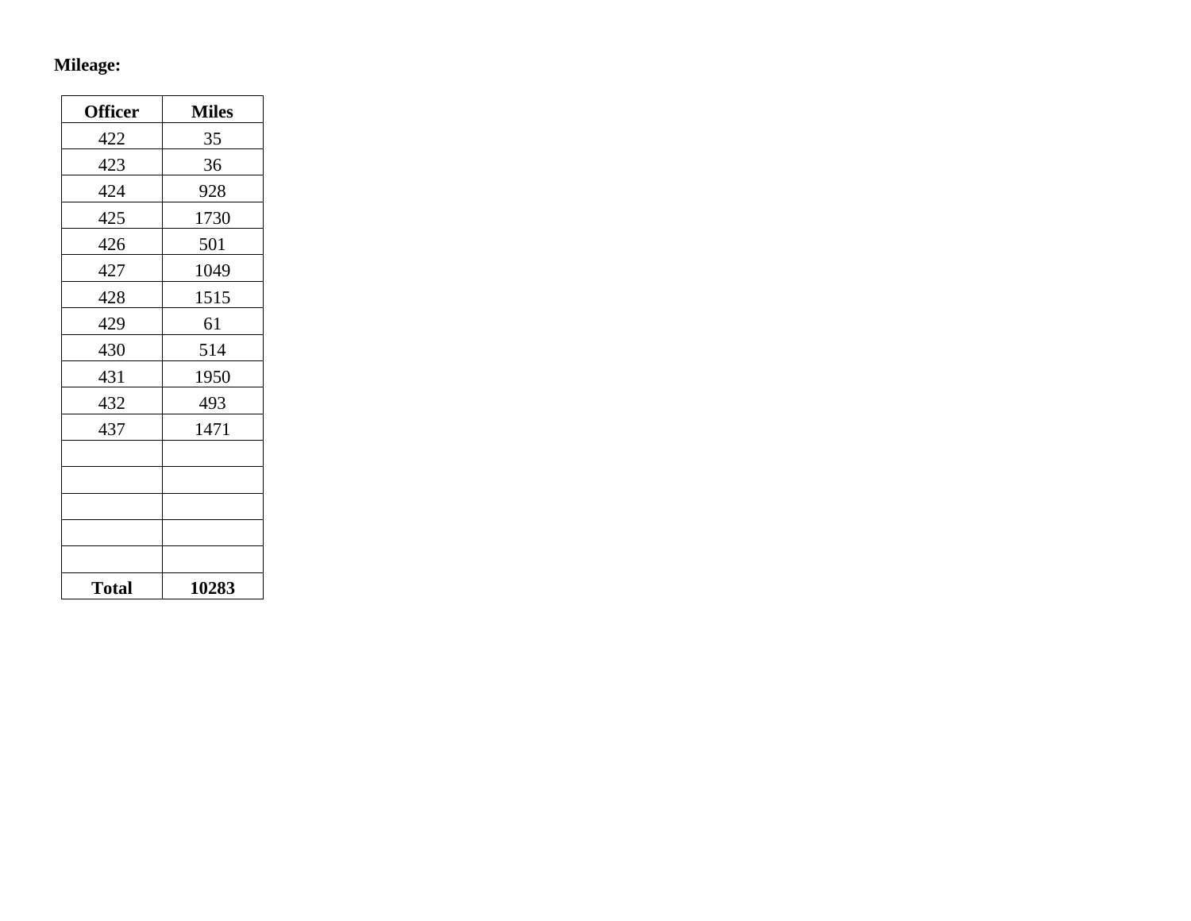**Mileage:**

| Officer | Miles |
|---|---|
| 422 | 35 |
| 423 | 36 |
| 424 | 928 |
| 425 | 1730 |
| 426 | 501 |
| 427 | 1049 |
| 428 | 1515 |
| 429 | 61 |
| 430 | 514 |
| 431 | 1950 |
| 432 | 493 |
| 437 | 1471 |
| | |
| | |
| | |
| | |
| | |
| **Total** | **10283** |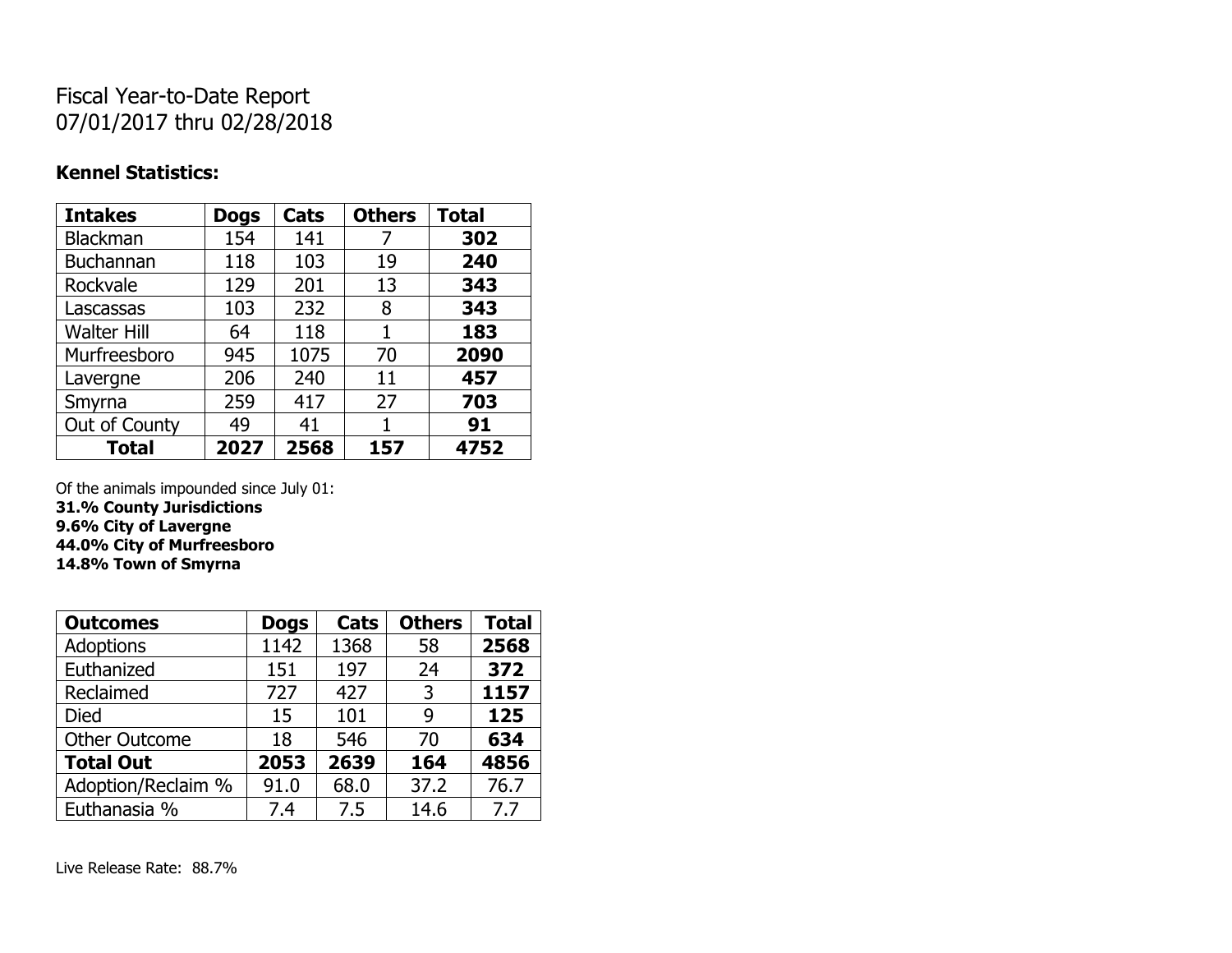Fiscal Year-to-Date Report
07/01/2017 thru 02/28/2018

**Kennel Statistics:**

| Intakes | Dogs | Cats | Others | Total |
|---|---|---|---|---|
| Blackman | 154 | 141 | 7 | **302** |
| Buchannan | 118 | 103 | 19 | **240** |
| Rockvale | 129 | 201 | 13 | **343** |
| Lascassas | 103 | 232 | 8 | **343** |
| Walter Hill | 64 | 118 | 1 | **183** |
| Murfreesboro | 945 | 1075 | 70 | **2090** |
| Lavergne | 206 | 240 | 11 | **457** |
| Smyrna | 259 | 417 | 27 | **703** |
| Out of County | 49 | 41 | 1 | **91** |
| **Total** | **2027** | **2568** | **157** | **4752** |

Of the animals impounded since July 01:
**31.% County Jurisdictions**
**9.6% City of Lavergne**
**44.0% City of Murfreesboro**
**14.8% Town of Smyrna**

| Outcomes | Dogs | Cats | Others | Total |
|---|---|---|---|---|
| Adoptions | 1142 | 1368 | 58 | **2568** |
| Euthanized | 151 | 197 | 24 | **372** |
| Reclaimed | 727 | 427 | 3 | **1157** |
| Died | 15 | 101 | 9 | **125** |
| Other Outcome | 18 | 546 | 70 | **634** |
| **Total Out** | **2053** | **2639** | **164** | **4856** |
| Adoption/Reclaim % | 91.0 | 68.0 | 37.2 | 76.7 |
| Euthanasia % | 7.4 | 7.5 | 14.6 | 7.7 |

Live Release Rate: 88.7%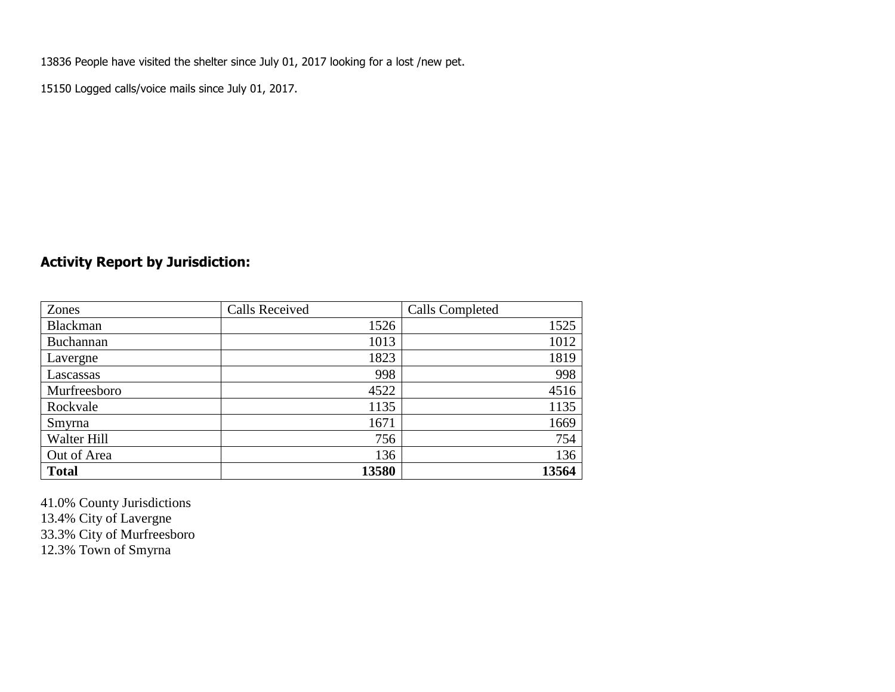13836 People have visited the shelter since July 01, 2017 looking for a lost /new pet.

15150 Logged calls/voice mails since July 01, 2017.

## Activity Report by Jurisdiction:

| Zones | Calls Received | Calls Completed |
|---|---:|---:|
| Blackman | 1526 | 1525 |
| Buchannan | 1013 | 1012 |
| Lavergne | 1823 | 1819 |
| Lascassas | 998 | 998 |
| Murfreesboro | 4522 | 4516 |
| Rockvale | 1135 | 1135 |
| Smyrna | 1671 | 1669 |
| Walter Hill | 756 | 754 |
| Out of Area | 136 | 136 |
| **Total** | **13580** | **13564** |

41.0% County Jurisdictions
13.4% City of Lavergne
33.3% City of Murfreesboro
12.3% Town of Smyrna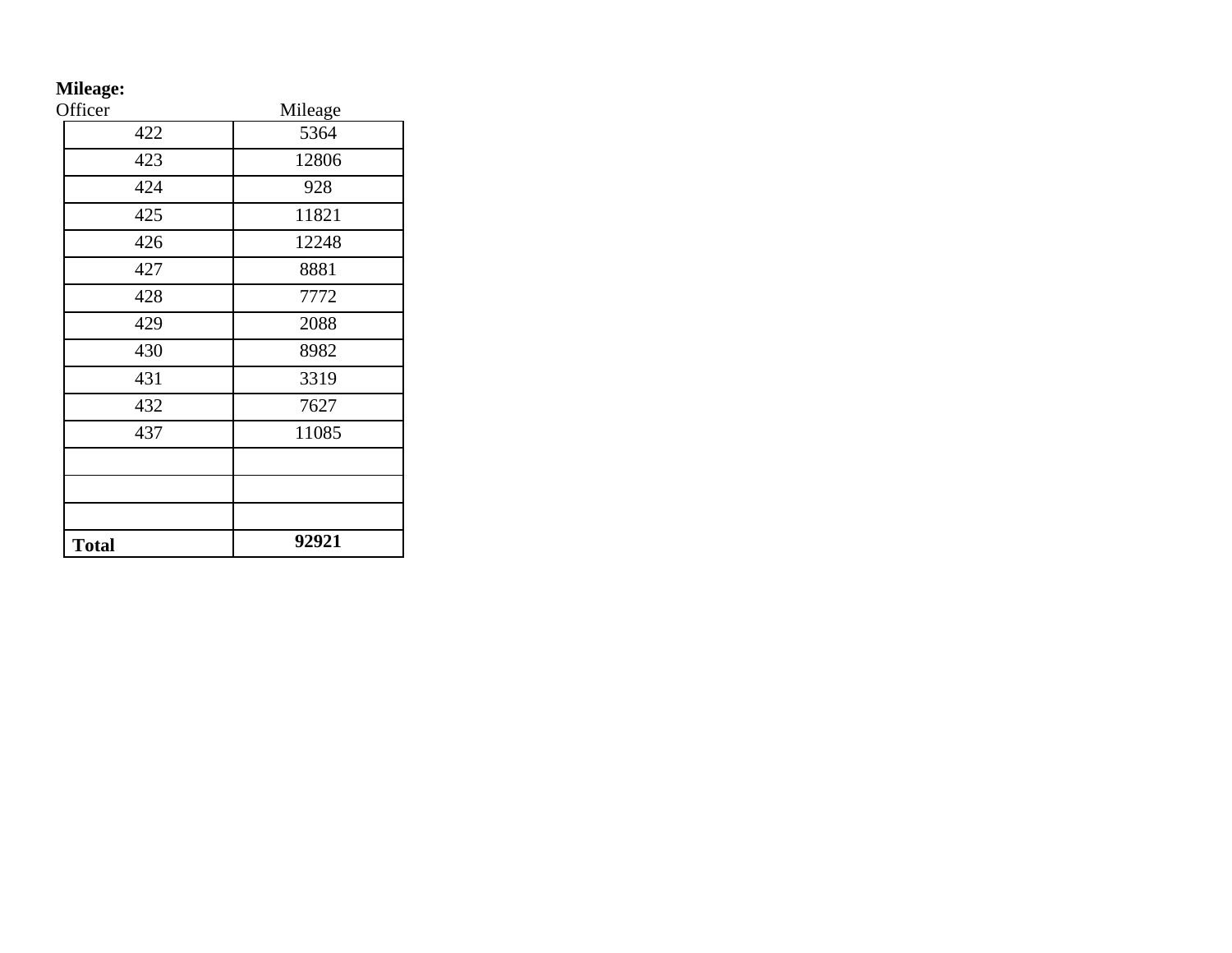**Mileage:**

| Officer | Mileage |
|---|---|
| 422 | 5364 |
| 423 | 12806 |
| 424 | 928 |
| 425 | 11821 |
| 426 | 12248 |
| 427 | 8881 |
| 428 | 7772 |
| 429 | 2088 |
| 430 | 8982 |
| 431 | 3319 |
| 432 | 7627 |
| 437 | 11085 |
| | |
| | |
| | |
| **Total** | **92921** |